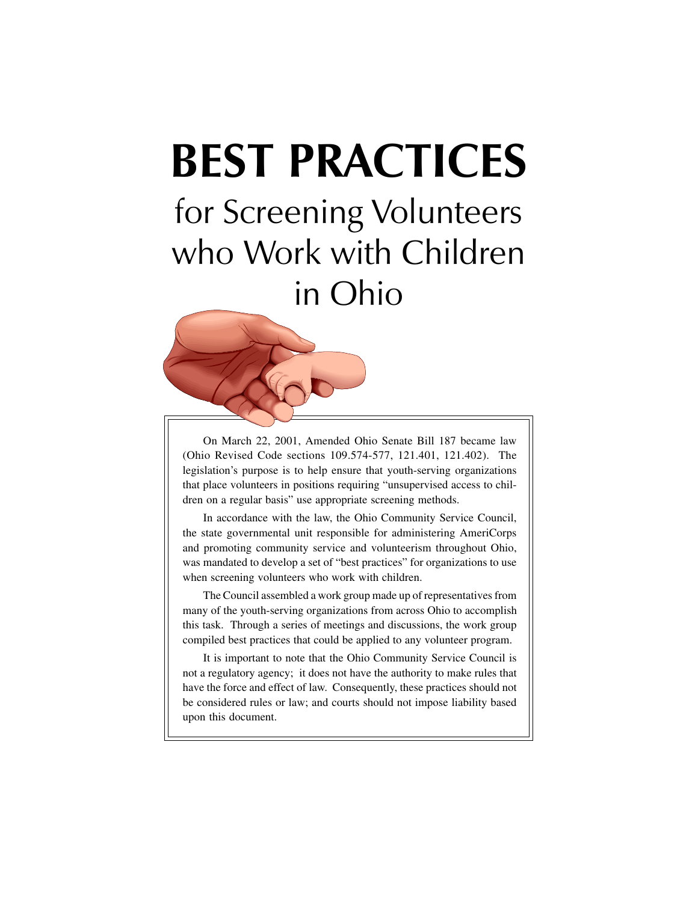# BEST PRACTICES

## for Screening Volunteers who Work with Children in Ohio

On March 22, 2001, Amended Ohio Senate Bill 187 became law (Ohio Revised Code sections 109.574-577, 121.401, 121.402). The legislation's purpose is to help ensure that youth-serving organizations that place volunteers in positions requiring "unsupervised access to children on a regular basis" use appropriate screening methods.

In accordance with the law, the Ohio Community Service Council, the state governmental unit responsible for administering AmeriCorps and promoting community service and volunteerism throughout Ohio, was mandated to develop a set of "best practices" for organizations to use when screening volunteers who work with children.

The Council assembled a work group made up of representatives from many of the youth-serving organizations from across Ohio to accomplish this task. Through a series of meetings and discussions, the work group compiled best practices that could be applied to any volunteer program.

It is important to note that the Ohio Community Service Council is not a regulatory agency; it does not have the authority to make rules that have the force and effect of law. Consequently, these practices should not be considered rules or law; and courts should not impose liability based upon this document.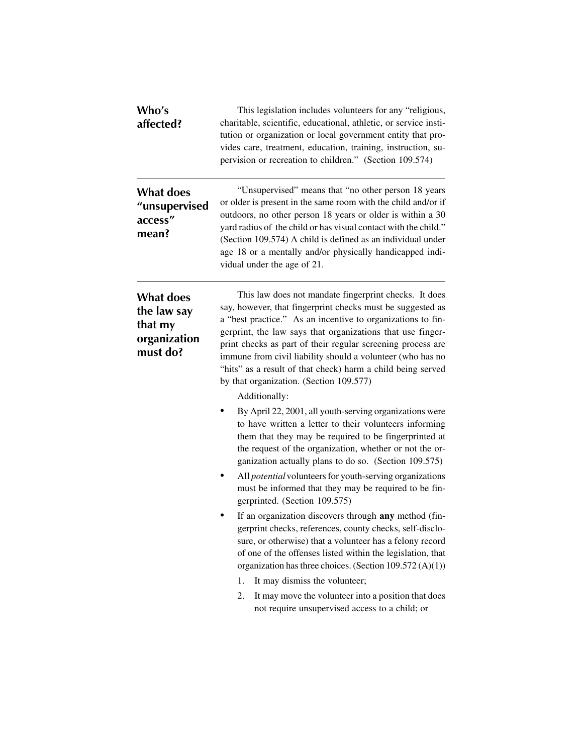## Who's affected?

This legislation includes volunteers for any "religious, charitable, scientific, educational, athletic, or service institution or organization or local government entity that provides care, treatment, education, training, instruction, supervision or recreation to children." (Section 109.574)

---

## What does "unsupervised access" mean?

"Unsupervised" means that "no other person 18 years or older is present in the same room with the child and/or if outdoors, no other person 18 years or older is within a 30 yard radius of the child or has visual contact with the child." (Section 109.574) A child is defined as an individual under age 18 or a mentally and/or physically handicapped individual under the age of 21.

---

## What does the law say that my organization must do?

This law does not mandate fingerprint checks. It does say, however, that fingerprint checks must be suggested as a "best practice." As an incentive to organizations to fingerprint, the law says that organizations that use fingerprint checks as part of their regular screening process are immune from civil liability should a volunteer (who has no "hits" as a result of that check) harm a child being served by that organization. (Section 109.577)

Additionally:

- By April 22, 2001, all youth-serving organizations were to have written a letter to their volunteers informing them that they may be required to be fingerprinted at the request of the organization, whether or not the organization actually plans to do so. (Section 109.575)
- All *potential* volunteers for youth-serving organizations must be informed that they may be required to be fingerprinted. (Section 109.575)
- If an organization discovers through **any** method (fingerprint checks, references, county checks, self-disclosure, or otherwise) that a volunteer has a felony record of one of the offenses listed within the legislation, that organization has three choices. (Section 109.572 (A)(1))
  1. It may dismiss the volunteer;
  2. It may move the volunteer into a position that does not require unsupervised access to a child; or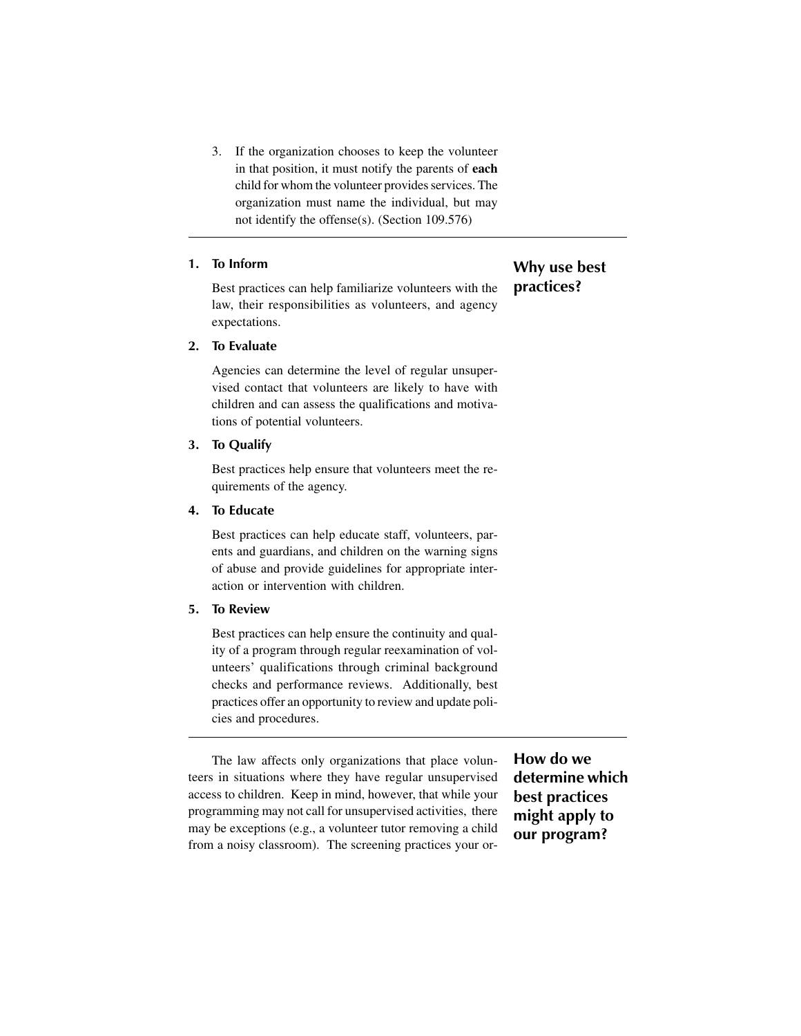3. If the organization chooses to keep the volunteer in that position, it must notify the parents of **each** child for whom the volunteer provides services. The organization must name the individual, but may not identify the offense(s). (Section 109.576)

---

## Why use best practices?

1. **To Inform**

   Best practices can help familiarize volunteers with the law, their responsibilities as volunteers, and agency expectations.

2. **To Evaluate**

   Agencies can determine the level of regular unsupervised contact that volunteers are likely to have with children and can assess the qualifications and motivations of potential volunteers.

3. **To Qualify**

   Best practices help ensure that volunteers meet the requirements of the agency.

4. **To Educate**

   Best practices can help educate staff, volunteers, parents and guardians, and children on the warning signs of abuse and provide guidelines for appropriate interaction or intervention with children.

5. **To Review**

   Best practices can help ensure the continuity and quality of a program through regular reexamination of volunteers' qualifications through criminal background checks and performance reviews. Additionally, best practices offer an opportunity to review and update policies and procedures.

---

## How do we determine which best practices might apply to our program?

The law affects only organizations that place volunteers in situations where they have regular unsupervised access to children. Keep in mind, however, that while your programming may not call for unsupervised activities, there may be exceptions (e.g., a volunteer tutor removing a child from a noisy classroom). The screening practices your or-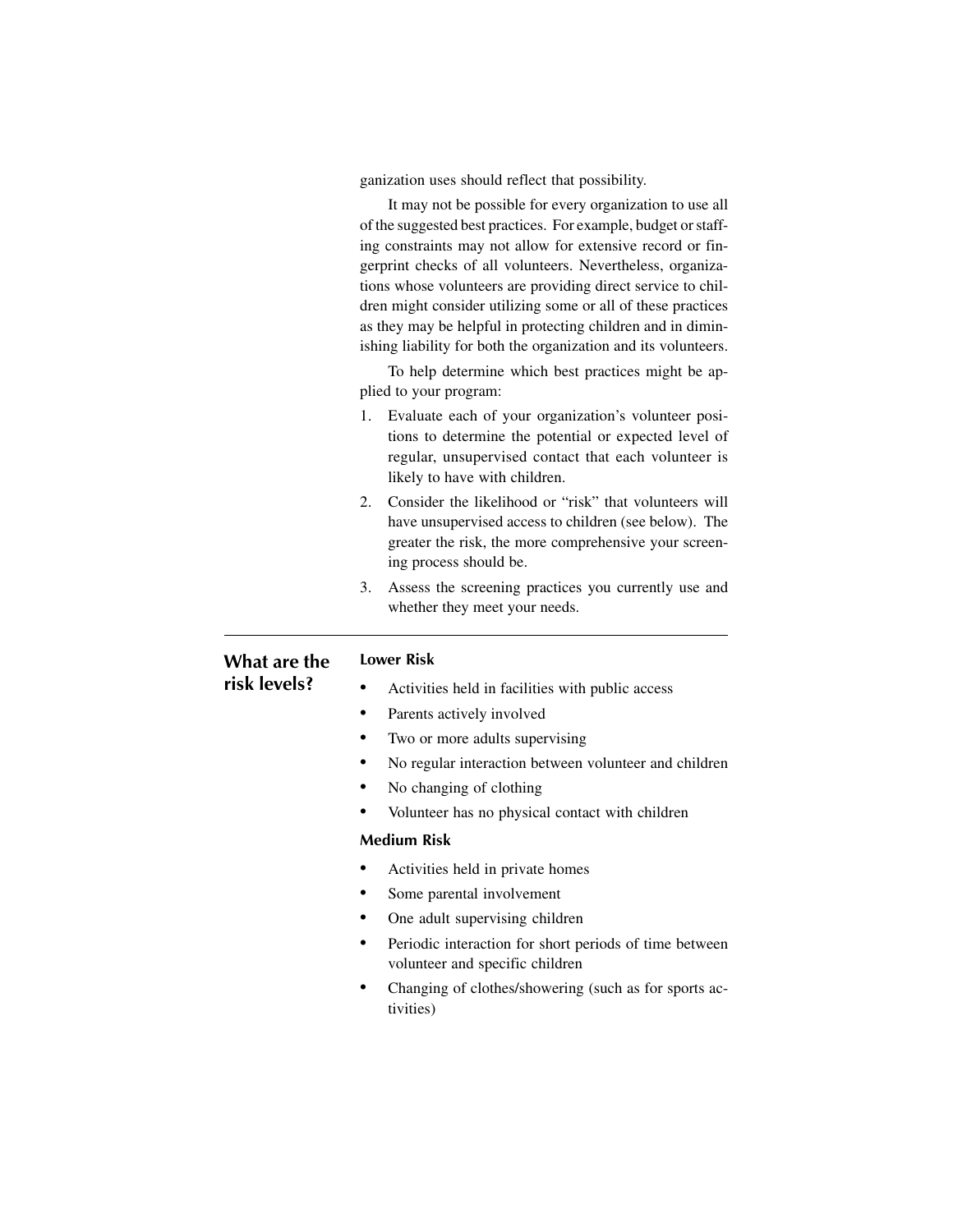ganization uses should reflect that possibility.

It may not be possible for every organization to use all of the suggested best practices. For example, budget or staffing constraints may not allow for extensive record or fingerprint checks of all volunteers. Nevertheless, organizations whose volunteers are providing direct service to children might consider utilizing some or all of these practices as they may be helpful in protecting children and in diminishing liability for both the organization and its volunteers.

To help determine which best practices might be applied to your program:

1. Evaluate each of your organization's volunteer positions to determine the potential or expected level of regular, unsupervised contact that each volunteer is likely to have with children.
2. Consider the likelihood or "risk" that volunteers will have unsupervised access to children (see below). The greater the risk, the more comprehensive your screening process should be.
3. Assess the screening practices you currently use and whether they meet your needs.

---

## What are the risk levels?

**Lower Risk**

- Activities held in facilities with public access
- Parents actively involved
- Two or more adults supervising
- No regular interaction between volunteer and children
- No changing of clothing
- Volunteer has no physical contact with children

**Medium Risk**

- Activities held in private homes
- Some parental involvement
- One adult supervising children
- Periodic interaction for short periods of time between volunteer and specific children
- Changing of clothes/showering (such as for sports activities)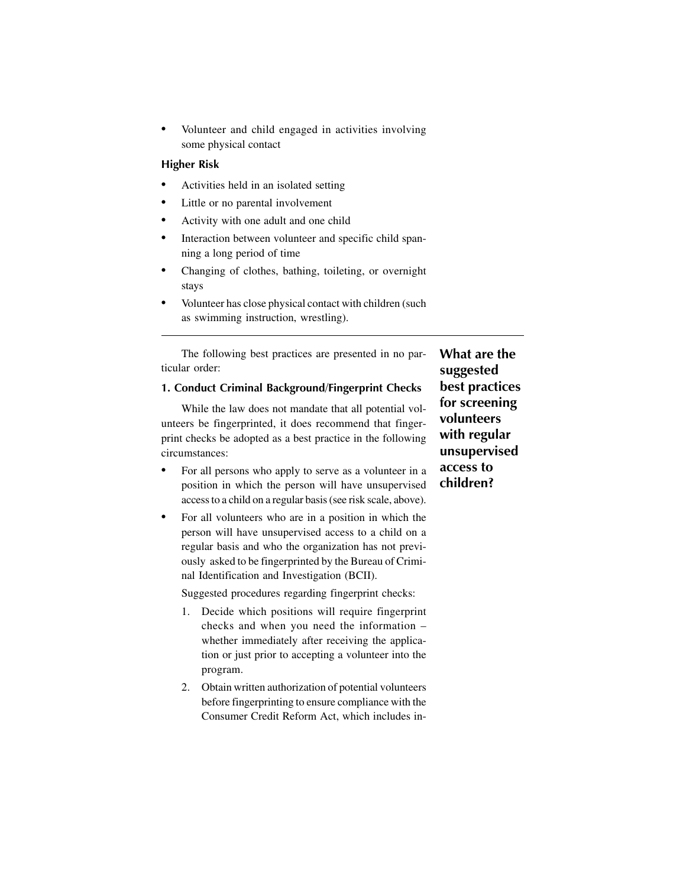- Volunteer and child engaged in activities involving some physical contact

### Higher Risk

- Activities held in an isolated setting
- Little or no parental involvement
- Activity with one adult and one child
- Interaction between volunteer and specific child spanning a long period of time
- Changing of clothes, bathing, toileting, or overnight stays
- Volunteer has close physical contact with children (such as swimming instruction, wrestling).

---

## What are the suggested best practices for screening volunteers with regular unsupervised access to children?

The following best practices are presented in no particular order:

### 1. Conduct Criminal Background/Fingerprint Checks

While the law does not mandate that all potential volunteers be fingerprinted, it does recommend that fingerprint checks be adopted as a best practice in the following circumstances:

- For all persons who apply to serve as a volunteer in a position in which the person will have unsupervised access to a child on a regular basis (see risk scale, above).
- For all volunteers who are in a position in which the person will have unsupervised access to a child on a regular basis and who the organization has not previously asked to be fingerprinted by the Bureau of Criminal Identification and Investigation (BCII).

Suggested procedures regarding fingerprint checks:

1. Decide which positions will require fingerprint checks and when you need the information – whether immediately after receiving the application or just prior to accepting a volunteer into the program.
2. Obtain written authorization of potential volunteers before fingerprinting to ensure compliance with the Consumer Credit Reform Act, which includes in-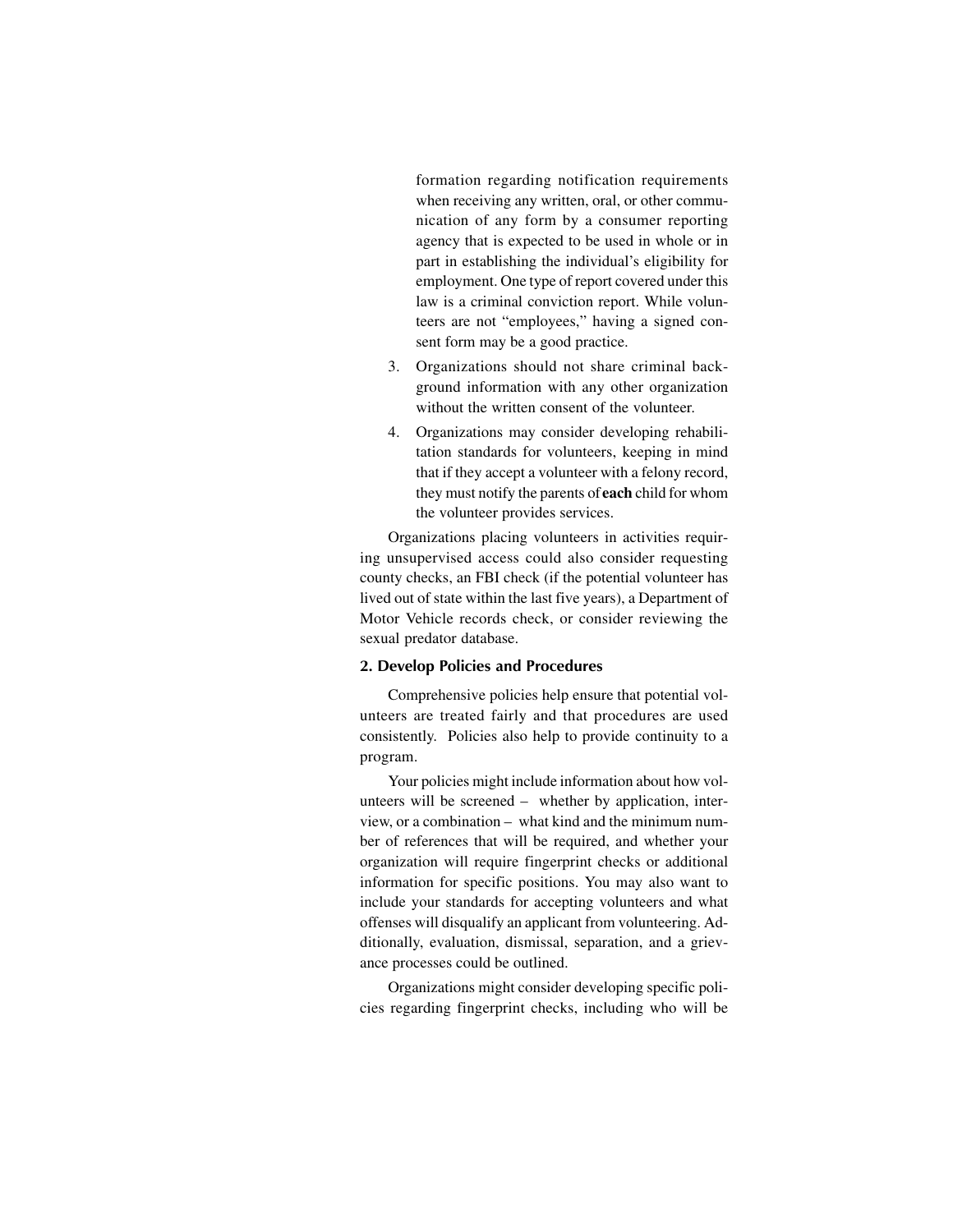formation regarding notification requirements when receiving any written, oral, or other communication of any form by a consumer reporting agency that is expected to be used in whole or in part in establishing the individual's eligibility for employment. One type of report covered under this law is a criminal conviction report. While volunteers are not "employees," having a signed consent form may be a good practice.

3. Organizations should not share criminal background information with any other organization without the written consent of the volunteer.
4. Organizations may consider developing rehabilitation standards for volunteers, keeping in mind that if they accept a volunteer with a felony record, they must notify the parents of **each** child for whom the volunteer provides services.

Organizations placing volunteers in activities requiring unsupervised access could also consider requesting county checks, an FBI check (if the potential volunteer has lived out of state within the last five years), a Department of Motor Vehicle records check, or consider reviewing the sexual predator database.

### 2. Develop Policies and Procedures

Comprehensive policies help ensure that potential volunteers are treated fairly and that procedures are used consistently. Policies also help to provide continuity to a program.

Your policies might include information about how volunteers will be screened – whether by application, interview, or a combination – what kind and the minimum number of references that will be required, and whether your organization will require fingerprint checks or additional information for specific positions. You may also want to include your standards for accepting volunteers and what offenses will disqualify an applicant from volunteering. Additionally, evaluation, dismissal, separation, and a grievance processes could be outlined.

Organizations might consider developing specific policies regarding fingerprint checks, including who will be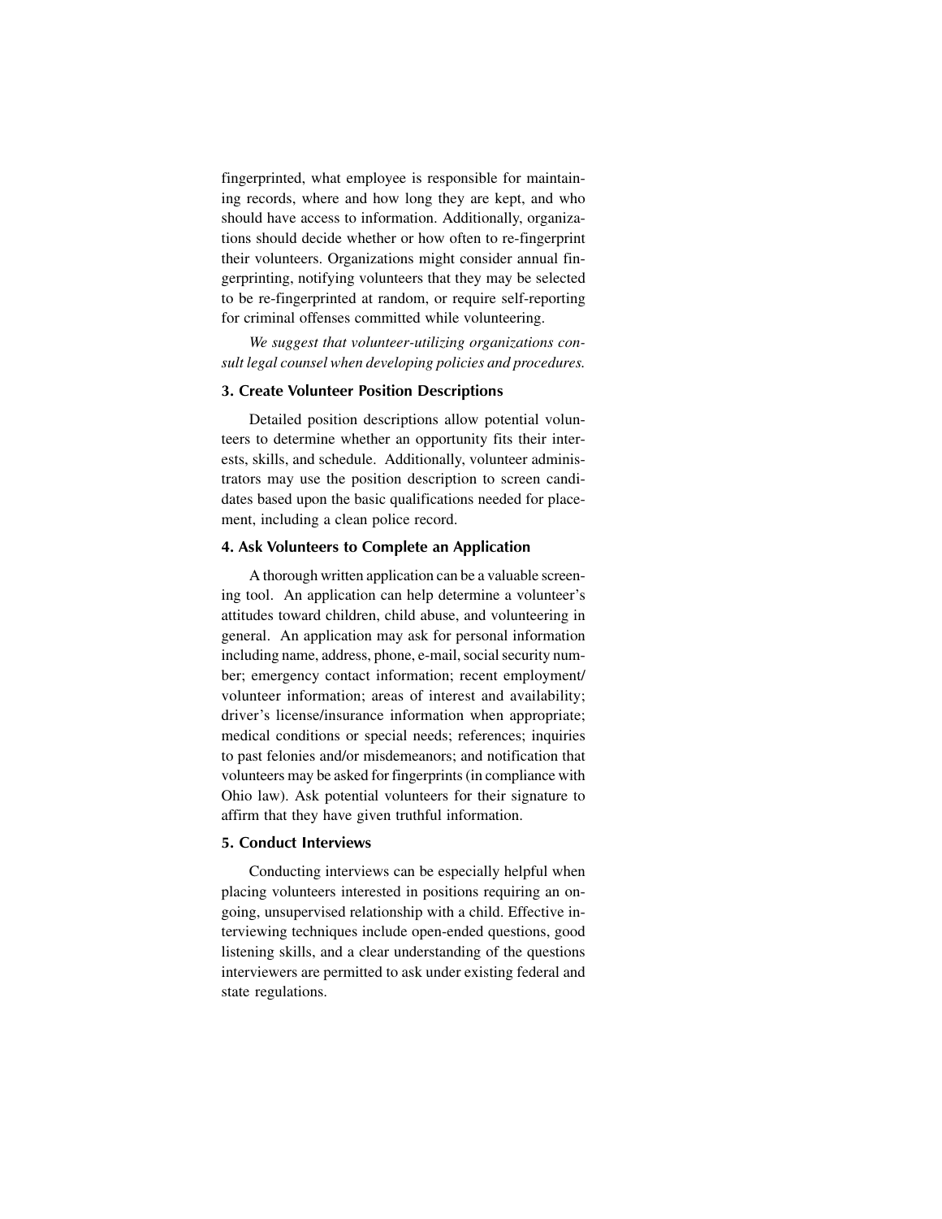fingerprinted, what employee is responsible for maintaining records, where and how long they are kept, and who should have access to information. Additionally, organizations should decide whether or how often to re-fingerprint their volunteers. Organizations might consider annual fingerprinting, notifying volunteers that they may be selected to be re-fingerprinted at random, or require self-reporting for criminal offenses committed while volunteering.

*We suggest that volunteer-utilizing organizations consult legal counsel when developing policies and procedures.*

### 3. Create Volunteer Position Descriptions

Detailed position descriptions allow potential volunteers to determine whether an opportunity fits their interests, skills, and schedule. Additionally, volunteer administrators may use the position description to screen candidates based upon the basic qualifications needed for placement, including a clean police record.

### 4. Ask Volunteers to Complete an Application

A thorough written application can be a valuable screening tool. An application can help determine a volunteer's attitudes toward children, child abuse, and volunteering in general. An application may ask for personal information including name, address, phone, e-mail, social security number; emergency contact information; recent employment/ volunteer information; areas of interest and availability; driver's license/insurance information when appropriate; medical conditions or special needs; references; inquiries to past felonies and/or misdemeanors; and notification that volunteers may be asked for fingerprints (in compliance with Ohio law). Ask potential volunteers for their signature to affirm that they have given truthful information.

### 5. Conduct Interviews

Conducting interviews can be especially helpful when placing volunteers interested in positions requiring an ongoing, unsupervised relationship with a child. Effective interviewing techniques include open-ended questions, good listening skills, and a clear understanding of the questions interviewers are permitted to ask under existing federal and state regulations.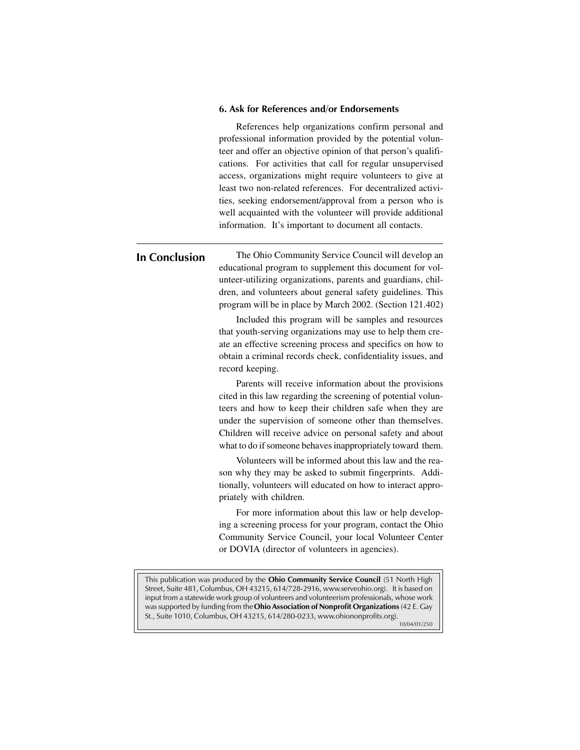### 6. Ask for References and/or Endorsements

References help organizations confirm personal and professional information provided by the potential volunteer and offer an objective opinion of that person's qualifications. For activities that call for regular unsupervised access, organizations might require volunteers to give at least two non-related references. For decentralized activities, seeking endorsement/approval from a person who is well acquainted with the volunteer will provide additional information. It's important to document all contacts.

---

## In Conclusion

The Ohio Community Service Council will develop an educational program to supplement this document for volunteer-utilizing organizations, parents and guardians, children, and volunteers about general safety guidelines. This program will be in place by March 2002. (Section 121.402)

Included this program will be samples and resources that youth-serving organizations may use to help them create an effective screening process and specifics on how to obtain a criminal records check, confidentiality issues, and record keeping.

Parents will receive information about the provisions cited in this law regarding the screening of potential volunteers and how to keep their children safe when they are under the supervision of someone other than themselves. Children will receive advice on personal safety and about what to do if someone behaves inappropriately toward them.

Volunteers will be informed about this law and the reason why they may be asked to submit fingerprints. Additionally, volunteers will educated on how to interact appropriately with children.

For more information about this law or help developing a screening process for your program, contact the Ohio Community Service Council, your local Volunteer Center or DOVIA (director of volunteers in agencies).

This publication was produced by the **Ohio Community Service Council** (51 North High Street, Suite 481, Columbus, OH 43215, 614/728-2916, www.serveohio.org). It is based on input from a statewide work group of volunteers and volunteerism professionals, whose work was supported by funding from the **Ohio Association of Nonprofit Organizations** (42 E. Gay St., Suite 1010, Columbus, OH 43215, 614/280-0233, www.ohiononprofits.org).

10/04/01/250